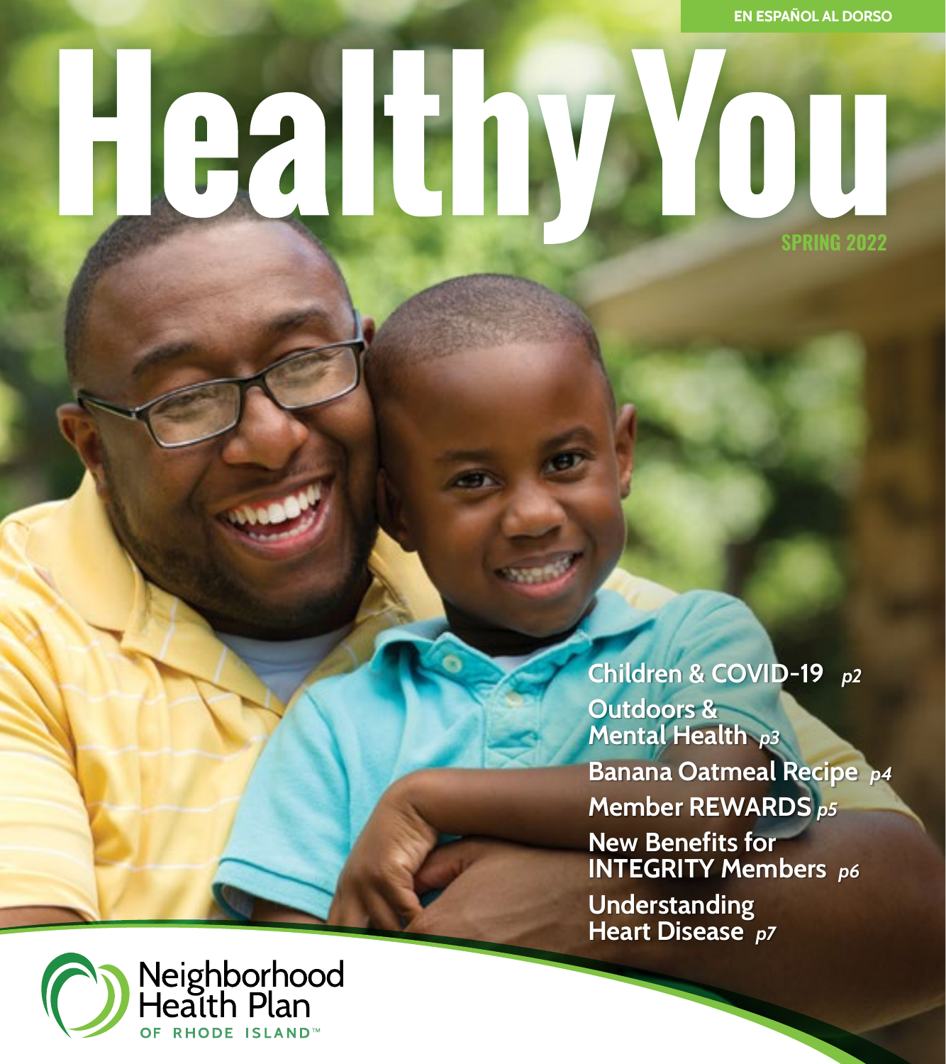EN ESPAÑOL AL DORSO

# Healthy You

SPRING 2022

- **Children & COVID-19** *p2*
- **Outdoors & Mental Health** *p3*
- **Banana Oatmeal Recipe** *p4*
- **Member REWARDS** *p5*
- **New Benefits for INTEGRITY Members** *p6*
- **Understanding Heart Disease** *p7*

Neighborhood Health Plan OF RHODE ISLAND™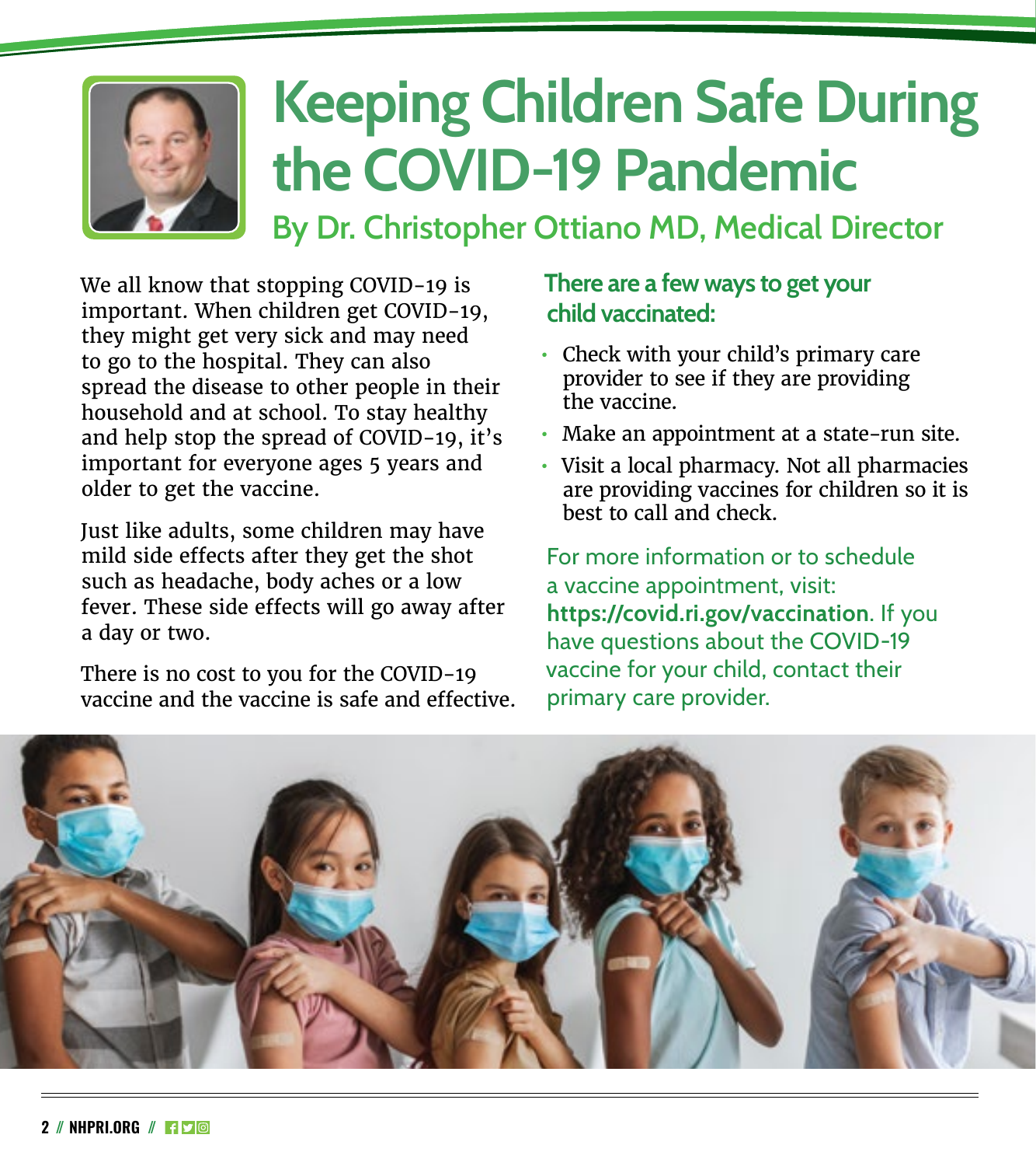# Keeping Children Safe During the COVID-19 Pandemic

## By Dr. Christopher Ottiano MD, Medical Director

We all know that stopping COVID-19 is important. When children get COVID-19, they might get very sick and may need to go to the hospital. They can also spread the disease to other people in their household and at school. To stay healthy and help stop the spread of COVID-19, it's important for everyone ages 5 years and older to get the vaccine.

Just like adults, some children may have mild side effects after they get the shot such as headache, body aches or a low fever. These side effects will go away after a day or two.

There is no cost to you for the COVID-19 vaccine and the vaccine is safe and effective.

### There are a few ways to get your child vaccinated:

- Check with your child's primary care provider to see if they are providing the vaccine.
- Make an appointment at a state-run site.
- Visit a local pharmacy. Not all pharmacies are providing vaccines for children so it is best to call and check.

For more information or to schedule a vaccine appointment, visit: **https://covid.ri.gov/vaccination**. If you have questions about the COVID-19 vaccine for your child, contact their primary care provider.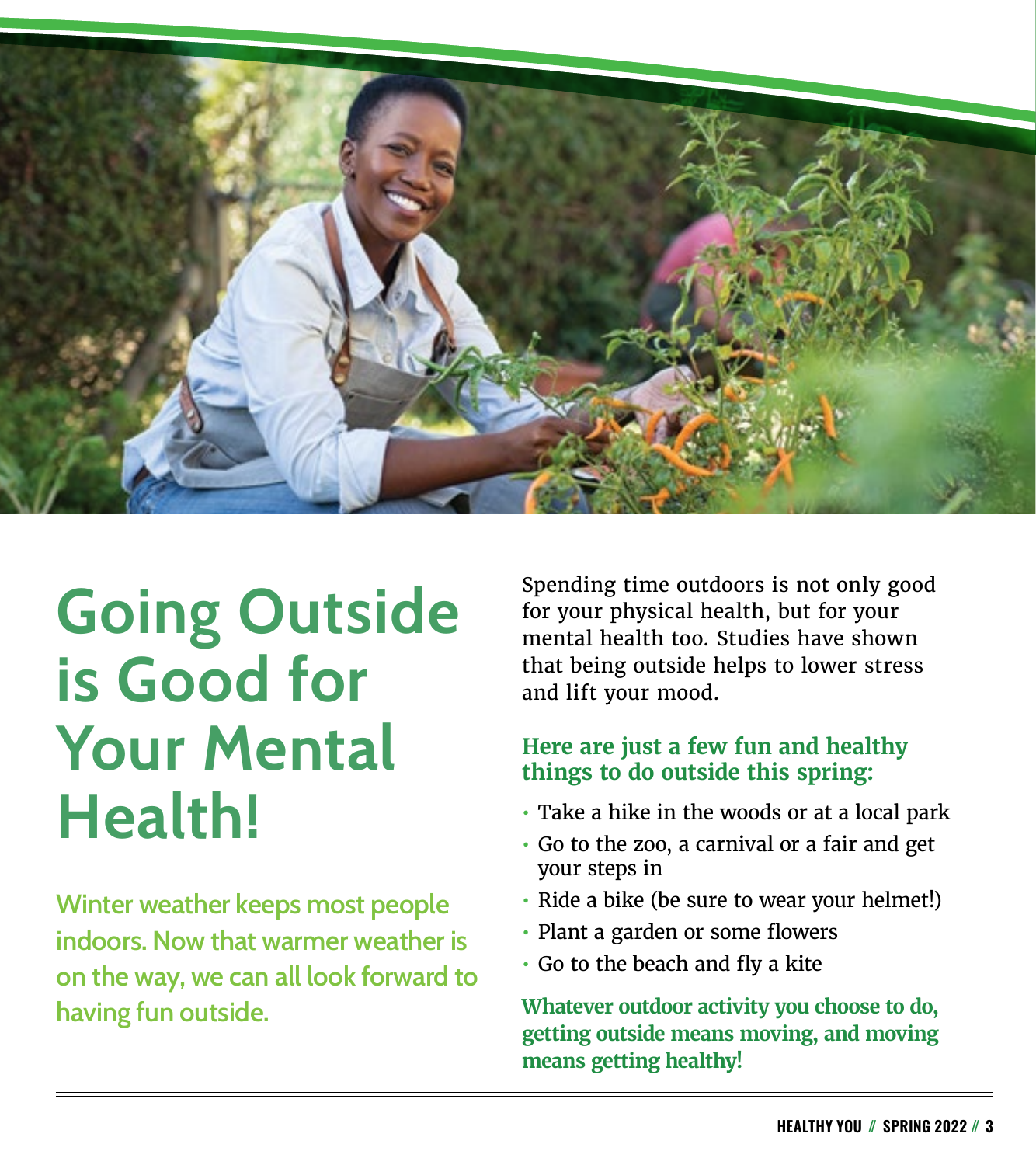# Going Outside is Good for Your Mental Health!

Winter weather keeps most people indoors. Now that warmer weather is on the way, we can all look forward to having fun outside.

Spending time outdoors is not only good for your physical health, but for your mental health too. Studies have shown that being outside helps to lower stress and lift your mood.

**Here are just a few fun and healthy things to do outside this spring:**

- Take a hike in the woods or at a local park
- Go to the zoo, a carnival or a fair and get your steps in
- Ride a bike (be sure to wear your helmet!)
- Plant a garden or some flowers
- Go to the beach and fly a kite

**Whatever outdoor activity you choose to do, getting outside means moving, and moving means getting healthy!**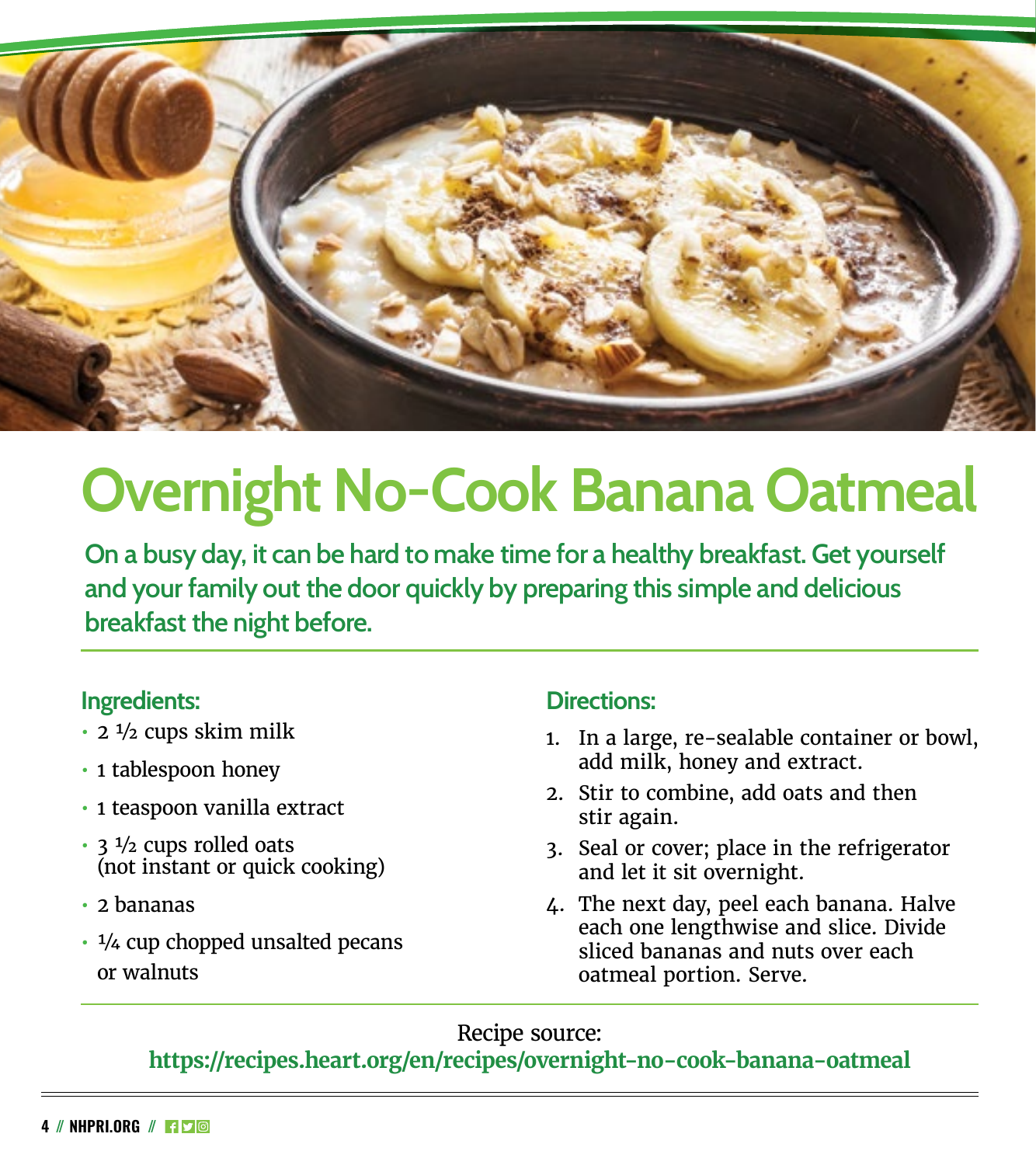# Overnight No-Cook Banana Oatmeal

**On a busy day, it can be hard to make time for a healthy breakfast. Get yourself and your family out the door quickly by preparing this simple and delicious breakfast the night before.**

### Ingredients:

- 2 ½ cups skim milk
- 1 tablespoon honey
- 1 teaspoon vanilla extract
- 3 ½ cups rolled oats (not instant or quick cooking)
- 2 bananas
- ¼ cup chopped unsalted pecans or walnuts

### Directions:

1. In a large, re-sealable container or bowl, add milk, honey and extract.
2. Stir to combine, add oats and then stir again.
3. Seal or cover; place in the refrigerator and let it sit overnight.
4. The next day, peel each banana. Halve each one lengthwise and slice. Divide sliced bananas and nuts over each oatmeal portion. Serve.

Recipe source:
**https://recipes.heart.org/en/recipes/overnight-no-cook-banana-oatmeal**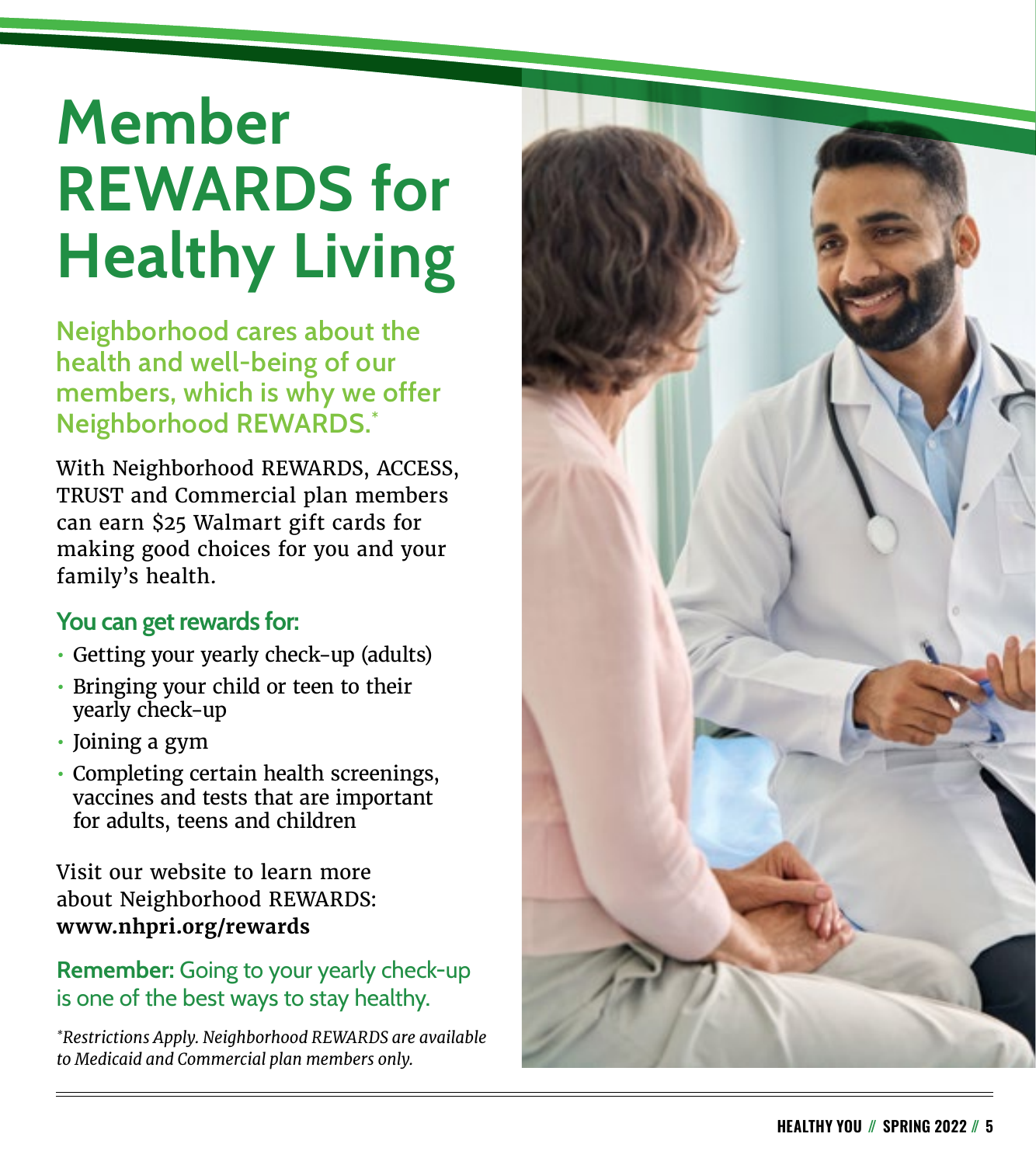# Member REWARDS for Healthy Living

**Neighborhood cares about the health and well-being of our members, which is why we offer Neighborhood REWARDS.***

With Neighborhood REWARDS, ACCESS, TRUST and Commercial plan members can earn $25 Walmart gift cards for making good choices for you and your family's health.

### You can get rewards for:

- Getting your yearly check-up (adults)
- Bringing your child or teen to their yearly check-up
- Joining a gym
- Completing certain health screenings, vaccines and tests that are important for adults, teens and children

Visit our website to learn more about Neighborhood REWARDS: **www.nhpri.org/rewards**

**Remember:** Going to your yearly check-up is one of the best ways to stay healthy.

**Restrictions Apply. Neighborhood REWARDS are available to Medicaid and Commercial plan members only.*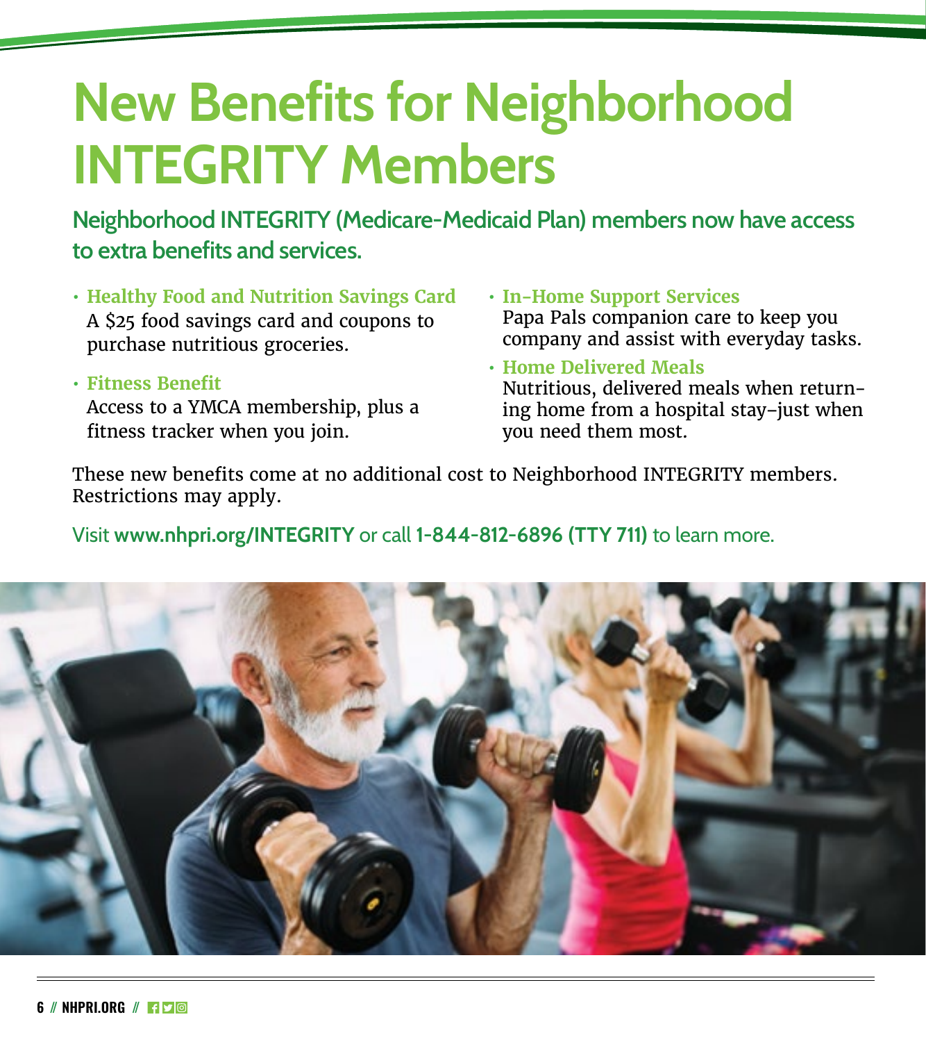# New Benefits for Neighborhood INTEGRITY Members

## Neighborhood INTEGRITY (Medicare-Medicaid Plan) members now have access to extra benefits and services.

- **Healthy Food and Nutrition Savings Card**
  A $25 food savings card and coupons to purchase nutritious groceries.
- **Fitness Benefit**
  Access to a YMCA membership, plus a fitness tracker when you join.
- **In-Home Support Services**
  Papa Pals companion care to keep you company and assist with everyday tasks.
- **Home Delivered Meals**
  Nutritious, delivered meals when returning home from a hospital stay–just when you need them most.

These new benefits come at no additional cost to Neighborhood INTEGRITY members. Restrictions may apply.

Visit **www.nhpri.org/INTEGRITY** or call **1-844-812-6896 (TTY 711)** to learn more.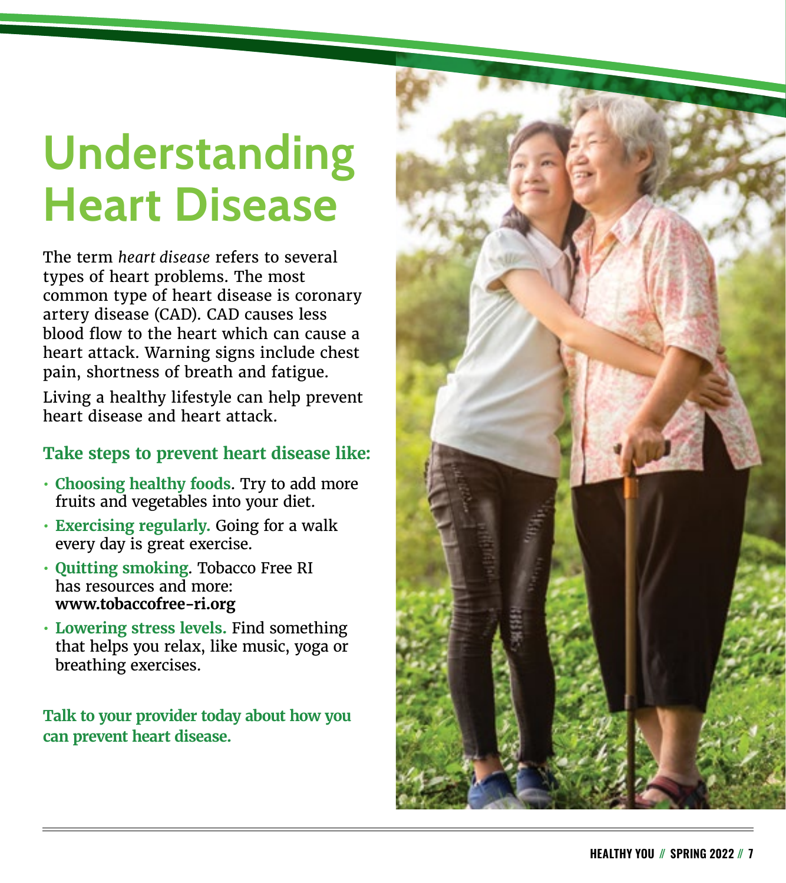# Understanding Heart Disease

The term *heart disease* refers to several types of heart problems. The most common type of heart disease is coronary artery disease (CAD). CAD causes less blood flow to the heart which can cause a heart attack. Warning signs include chest pain, shortness of breath and fatigue.

Living a healthy lifestyle can help prevent heart disease and heart attack.

## Take steps to prevent heart disease like:

- **Choosing healthy foods**. Try to add more fruits and vegetables into your diet.
- **Exercising regularly.** Going for a walk every day is great exercise.
- **Quitting smoking**. Tobacco Free RI has resources and more: **www.tobaccofree-ri.org**
- **Lowering stress levels.** Find something that helps you relax, like music, yoga or breathing exercises.

**Talk to your provider today about how you can prevent heart disease.**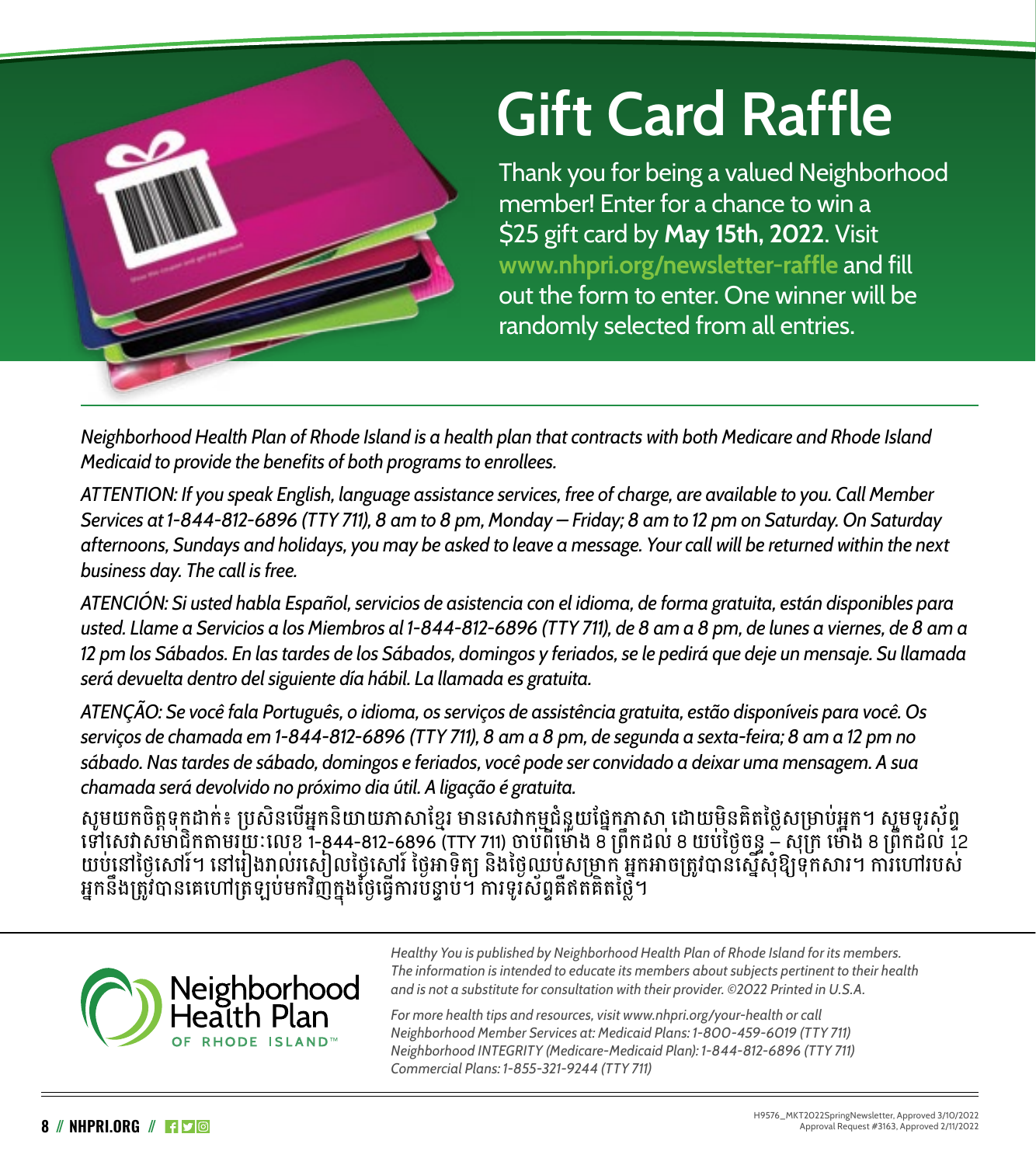# Gift Card Raffle

Thank you for being a valued Neighborhood member! Enter for a chance to win a $25 gift card by **May 15th, 2022**. Visit **www.nhpri.org/newsletter-raffle** and fill out the form to enter. One winner will be randomly selected from all entries.

*Neighborhood Health Plan of Rhode Island is a health plan that contracts with both Medicare and Rhode Island Medicaid to provide the benefits of both programs to enrollees.*

*ATTENTION: If you speak English, language assistance services, free of charge, are available to you. Call Member Services at 1-844-812-6896 (TTY 711), 8 am to 8 pm, Monday – Friday; 8 am to 12 pm on Saturday. On Saturday afternoons, Sundays and holidays, you may be asked to leave a message. Your call will be returned within the next business day. The call is free.*

*ATENCIÓN: Si usted habla Español, servicios de asistencia con el idioma, de forma gratuita, están disponibles para usted. Llame a Servicios a los Miembros al 1-844-812-6896 (TTY 711), de 8 am a 8 pm, de lunes a viernes, de 8 am a 12 pm los Sábados. En las tardes de los Sábados, domingos y feriados, se le pedirá que deje un mensaje. Su llamada será devuelta dentro del siguiente día hábil. La llamada es gratuita.*

*ATENÇÃO: Se você fala Português, o idioma, os serviços de assistência gratuita, estão disponíveis para você. Os serviços de chamada em 1-844-812-6896 (TTY 711), 8 am a 8 pm, de segunda a sexta-feira; 8 am a 12 pm no sábado. Nas tardes de sábado, domingos e feriados, você pode ser convidado a deixar uma mensagem. A sua chamada será devolvido no próximo dia útil. A ligação é gratuita.*

សូមយកចិត្តទុកដាក់៖ ប្រសិនបើអ្នកនិយាយភាសាខ្មែរ មានសេវាកម្មជំនួយផ្នែកភាសា ដោយមិនគិតថ្លៃសម្រាប់អ្នក។ សូមទូរស័ព្ទទៅសេវាសមាជិកតាមរយៈលេខ 1-844-812-6896 (TTY 711) ចាប់ពីម៉ោង 8 ព្រឹកដល់ 8 យប់ថ្ងៃចន្ទ – សុក្រ ម៉ោង 8 ព្រឹកដល់ 12 យប់នៅថ្ងៃសៅរ៍។ នៅរៀងរាល់រសៀលថ្ងៃសៅរ៍ ថ្ងៃអាទិត្យ និងថ្ងៃឈប់សម្រាក អ្នកអាចត្រូវបានស្នើសុំឱ្យទុកសារ។ ការហៅរបស់អ្នកនឹងត្រូវបានគេហៅត្រឡប់មកវិញក្នុងថ្ងៃធ្វើការបន្ទាប់។ ការទូរស័ព្ទគឺឥតគិតថ្លៃ។

Neighborhood Health Plan OF RHODE ISLAND™

*Healthy You is published by Neighborhood Health Plan of Rhode Island for its members. The information is intended to educate its members about subjects pertinent to their health and is not a substitute for consultation with their provider. ©2022 Printed in U.S.A.*

*For more health tips and resources, visit www.nhpri.org/your-health or call Neighborhood Member Services at: Medicaid Plans: 1-800-459-6019 (TTY 711) Neighborhood INTEGRITY (Medicare-Medicaid Plan): 1-844-812-6896 (TTY 711) Commercial Plans: 1-855-321-9244 (TTY 711)*

H9576_MKT2022SpringNewsletter, Approved 3/10/2022
Approval Request #3163, Approved 2/11/2022